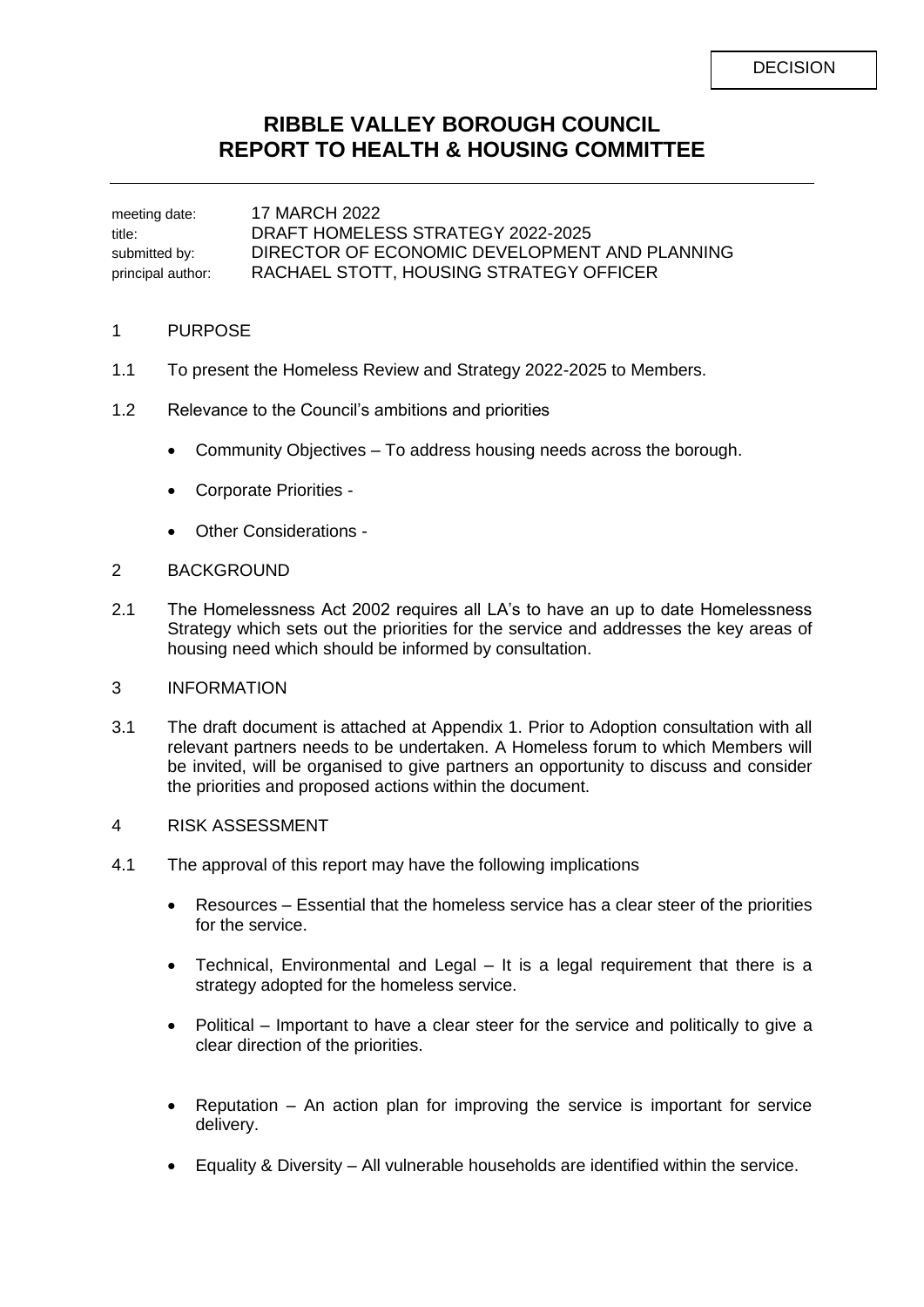DECISION

# RIBBLE VALLEY BOROUGH COUNCIL
# REPORT TO HEALTH & HOUSING COMMITTEE

| | |
|---|---|
| meeting date: | 17 MARCH 2022 |
| title: | DRAFT HOMELESS STRATEGY 2022-2025 |
| submitted by: | DIRECTOR OF ECONOMIC DEVELOPMENT AND PLANNING |
| principal author: | RACHAEL STOTT, HOUSING STRATEGY OFFICER |

## 1 PURPOSE

1.1 To present the Homeless Review and Strategy 2022-2025 to Members.

1.2 Relevance to the Council's ambitions and priorities

- Community Objectives – To address housing needs across the borough.
- Corporate Priorities -
- Other Considerations -

## 2 BACKGROUND

2.1 The Homelessness Act 2002 requires all LA's to have an up to date Homelessness Strategy which sets out the priorities for the service and addresses the key areas of housing need which should be informed by consultation.

## 3 INFORMATION

3.1 The draft document is attached at Appendix 1. Prior to Adoption consultation with all relevant partners needs to be undertaken. A Homeless forum to which Members will be invited, will be organised to give partners an opportunity to discuss and consider the priorities and proposed actions within the document.

## 4 RISK ASSESSMENT

4.1 The approval of this report may have the following implications

- Resources – Essential that the homeless service has a clear steer of the priorities for the service.
- Technical, Environmental and Legal – It is a legal requirement that there is a strategy adopted for the homeless service.
- Political – Important to have a clear steer for the service and politically to give a clear direction of the priorities.
- Reputation – An action plan for improving the service is important for service delivery.
- Equality & Diversity – All vulnerable households are identified within the service.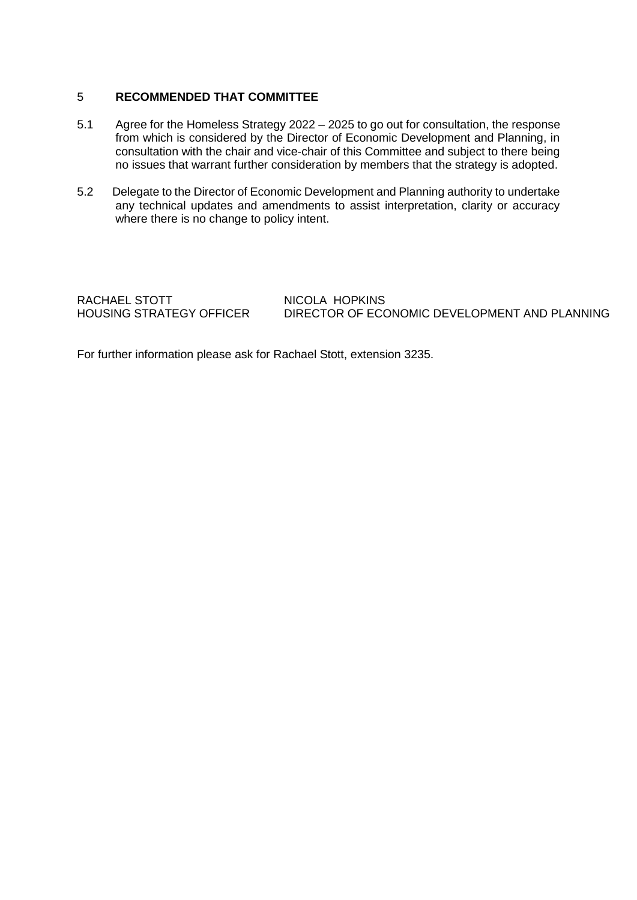## 5 RECOMMENDED THAT COMMITTEE

5.1 Agree for the Homeless Strategy 2022 – 2025 to go out for consultation, the response from which is considered by the Director of Economic Development and Planning, in consultation with the chair and vice-chair of this Committee and subject to there being no issues that warrant further consideration by members that the strategy is adopted.

5.2 Delegate to the Director of Economic Development and Planning authority to undertake any technical updates and amendments to assist interpretation, clarity or accuracy where there is no change to policy intent.

| | |
|---|---|
| RACHAEL STOTT | NICOLA HOPKINS |
| HOUSING STRATEGY OFFICER | DIRECTOR OF ECONOMIC DEVELOPMENT AND PLANNING |

For further information please ask for Rachael Stott, extension 3235.